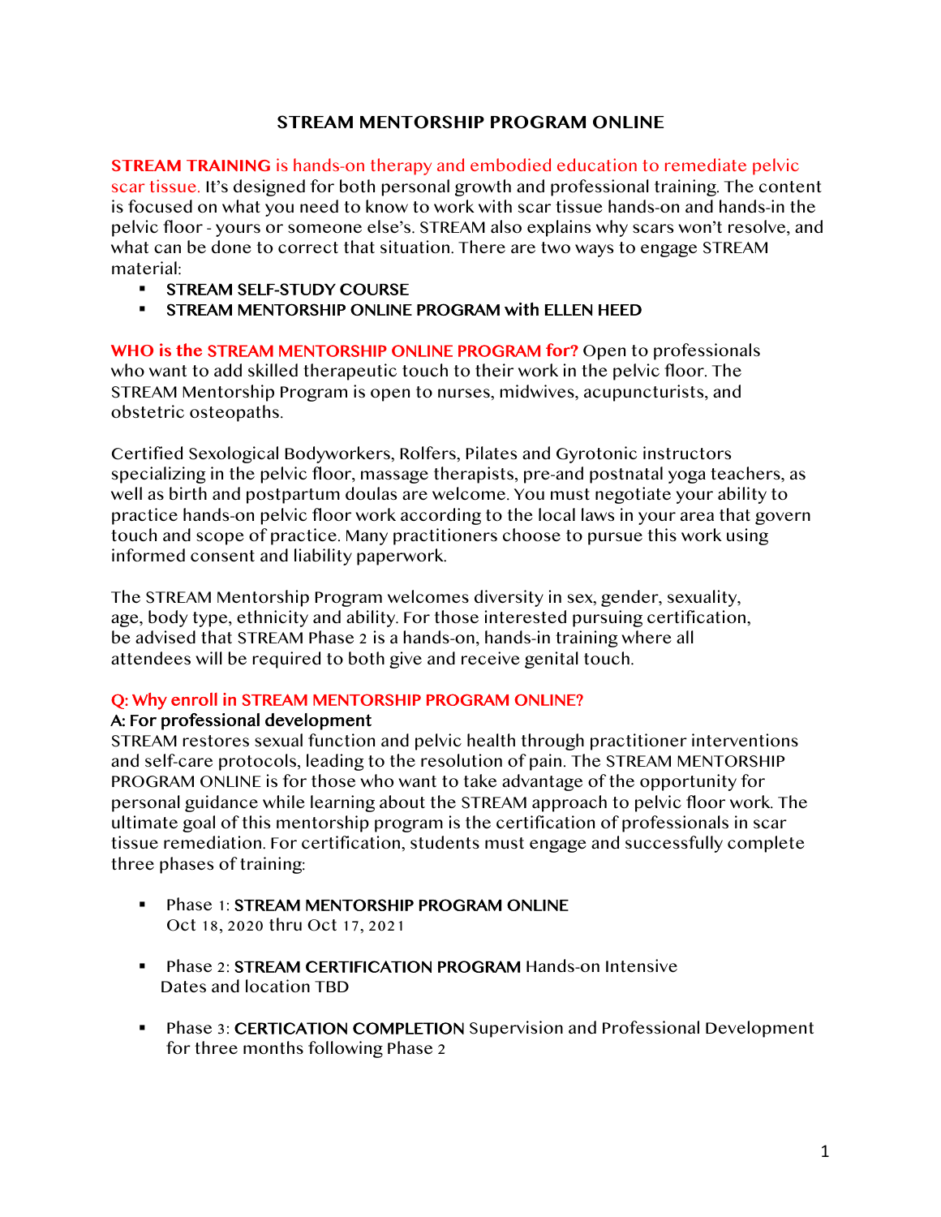# STREAM MENTORSHIP PROGRAM ONLINE

**STREAM TRAINING** is hands-on therapy and embodied education to remediate pelvic scar tissue. It's designed for both personal growth and professional training. The content is focused on what you need to know to work with scar tissue hands-on and hands-in the pelvic floor - yours or someone else's. STREAM also explains why scars won't resolve, and what can be done to correct that situation. There are two ways to engage STREAM material:

- **STREAM SELF-STUDY COURSE**
- **STREAM MENTORSHIP ONLINE PROGRAM with ELLEN HEED**

**WHO is the STREAM MENTORSHIP ONLINE PROGRAM for?** Open to professionals who want to add skilled therapeutic touch to their work in the pelvic floor. The STREAM Mentorship Program is open to nurses, midwives, acupuncturists, and obstetric osteopaths.

Certified Sexological Bodyworkers, Rolfers, Pilates and Gyrotonic instructors specializing in the pelvic floor, massage therapists, pre-and postnatal yoga teachers, as well as birth and postpartum doulas are welcome. You must negotiate your ability to practice hands-on pelvic floor work according to the local laws in your area that govern touch and scope of practice. Many practitioners choose to pursue this work using informed consent and liability paperwork.

The STREAM Mentorship Program welcomes diversity in sex, gender, sexuality, age, body type, ethnicity and ability. For those interested pursuing certification, be advised that STREAM Phase 2 is a hands-on, hands-in training where all attendees will be required to both give and receive genital touch.

**Q: Why enroll in STREAM MENTORSHIP PROGRAM ONLINE?**

**A: For professional development**

STREAM restores sexual function and pelvic health through practitioner interventions and self-care protocols, leading to the resolution of pain. The STREAM MENTORSHIP PROGRAM ONLINE is for those who want to take advantage of the opportunity for personal guidance while learning about the STREAM approach to pelvic floor work. The ultimate goal of this mentorship program is the certification of professionals in scar tissue remediation. For certification, students must engage and successfully complete three phases of training:

- Phase 1: **STREAM MENTORSHIP PROGRAM ONLINE**
  Oct 18, 2020 thru Oct 17, 2021
- Phase 2: **STREAM CERTIFICATION PROGRAM** Hands-on Intensive
  Dates and location TBD
- Phase 3: **CERTICATION COMPLETION** Supervision and Professional Development for three months following Phase 2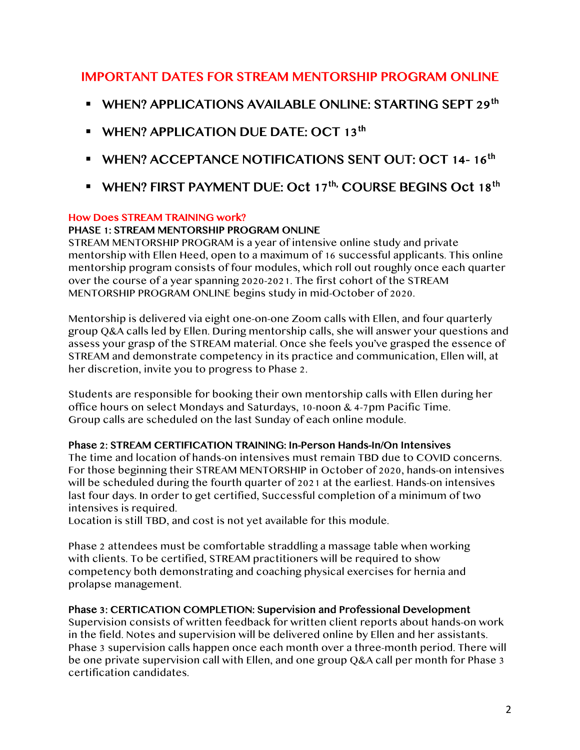## IMPORTANT DATES FOR STREAM MENTORSHIP PROGRAM ONLINE

- **WHEN? APPLICATIONS AVAILABLE ONLINE: STARTING SEPT 29th**
- **WHEN? APPLICATION DUE DATE: OCT 13th**
- **WHEN? ACCEPTANCE NOTIFICATIONS SENT OUT: OCT 14- 16th**
- **WHEN? FIRST PAYMENT DUE: Oct 17th, COURSE BEGINS Oct 18th**

### How Does STREAM TRAINING work?

**PHASE 1: STREAM MENTORSHIP PROGRAM ONLINE**

STREAM MENTORSHIP PROGRAM is a year of intensive online study and private mentorship with Ellen Heed, open to a maximum of 16 successful applicants. This online mentorship program consists of four modules, which roll out roughly once each quarter over the course of a year spanning 2020-2021. The first cohort of the STREAM MENTORSHIP PROGRAM ONLINE begins study in mid-October of 2020.

Mentorship is delivered via eight one-on-one Zoom calls with Ellen, and four quarterly group Q&A calls led by Ellen. During mentorship calls, she will answer your questions and assess your grasp of the STREAM material. Once she feels you've grasped the essence of STREAM and demonstrate competency in its practice and communication, Ellen will, at her discretion, invite you to progress to Phase 2.

Students are responsible for booking their own mentorship calls with Ellen during her office hours on select Mondays and Saturdays, 10-noon & 4-7pm Pacific Time. Group calls are scheduled on the last Sunday of each online module.

**Phase 2: STREAM CERTIFICATION TRAINING: In-Person Hands-In/On Intensives**

The time and location of hands-on intensives must remain TBD due to COVID concerns. For those beginning their STREAM MENTORSHIP in October of 2020, hands-on intensives will be scheduled during the fourth quarter of 2021 at the earliest. Hands-on intensives last four days. In order to get certified, Successful completion of a minimum of two intensives is required.
Location is still TBD, and cost is not yet available for this module.

Phase 2 attendees must be comfortable straddling a massage table when working with clients. To be certified, STREAM practitioners will be required to show competency both demonstrating and coaching physical exercises for hernia and prolapse management.

**Phase 3: CERTICATION COMPLETION: Supervision and Professional Development**

Supervision consists of written feedback for written client reports about hands-on work in the field. Notes and supervision will be delivered online by Ellen and her assistants. Phase 3 supervision calls happen once each month over a three-month period. There will be one private supervision call with Ellen, and one group Q&A call per month for Phase 3 certification candidates.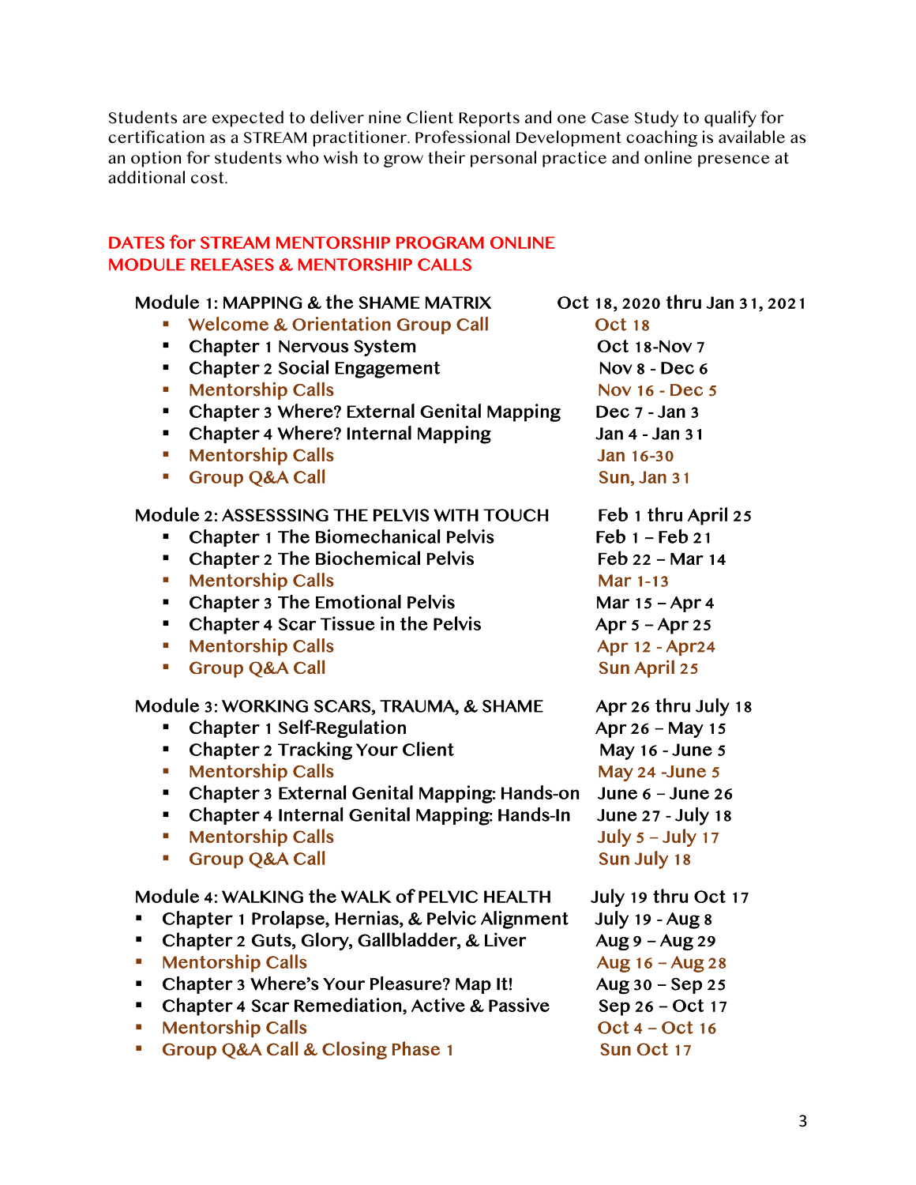Students are expected to deliver nine Client Reports and one Case Study to qualify for certification as a STREAM practitioner. Professional Development coaching is available as an option for students who wish to grow their personal practice and online presence at additional cost.

## DATES for STREAM MENTORSHIP PROGRAM ONLINE MODULE RELEASES & MENTORSHIP CALLS

**Module 1: MAPPING & the SHAME MATRIX** — Oct 18, 2020 thru Jan 31, 2021

- Welcome & Orientation Group Call — Oct 18
- Chapter 1 Nervous System — Oct 18-Nov 7
- Chapter 2 Social Engagement — Nov 8 - Dec 6
- Mentorship Calls — Nov 16 - Dec 5
- Chapter 3 Where? External Genital Mapping — Dec 7 - Jan 3
- Chapter 4 Where? Internal Mapping — Jan 4 - Jan 31
- Mentorship Calls — Jan 16-30
- Group Q&A Call — Sun, Jan 31

**Module 2: ASSESSSING THE PELVIS WITH TOUCH** — Feb 1 thru April 25

- Chapter 1 The Biomechanical Pelvis — Feb 1 – Feb 21
- Chapter 2 The Biochemical Pelvis — Feb 22 – Mar 14
- Mentorship Calls — Mar 1-13
- Chapter 3 The Emotional Pelvis — Mar 15 – Apr 4
- Chapter 4 Scar Tissue in the Pelvis — Apr 5 – Apr 25
- Mentorship Calls — Apr 12 - Apr24
- Group Q&A Call — Sun April 25

**Module 3: WORKING SCARS, TRAUMA, & SHAME** — Apr 26 thru July 18

- Chapter 1 Self-Regulation — Apr 26 – May 15
- Chapter 2 Tracking Your Client — May 16 - June 5
- Mentorship Calls — May 24 -June 5
- Chapter 3 External Genital Mapping: Hands-on — June 6 – June 26
- Chapter 4 Internal Genital Mapping: Hands-In — June 27 - July 18
- Mentorship Calls — July 5 – July 17
- Group Q&A Call — Sun July 18

**Module 4: WALKING the WALK of PELVIC HEALTH** — July 19 thru Oct 17

- Chapter 1 Prolapse, Hernias, & Pelvic Alignment — July 19 - Aug 8
- Chapter 2 Guts, Glory, Gallbladder, & Liver — Aug 9 – Aug 29
- Mentorship Calls — Aug 16 – Aug 28
- Chapter 3 Where's Your Pleasure? Map It! — Aug 30 – Sep 25
- Chapter 4 Scar Remediation, Active & Passive — Sep 26 – Oct 17
- Mentorship Calls — Oct 4 – Oct 16
- Group Q&A Call & Closing Phase 1 — Sun Oct 17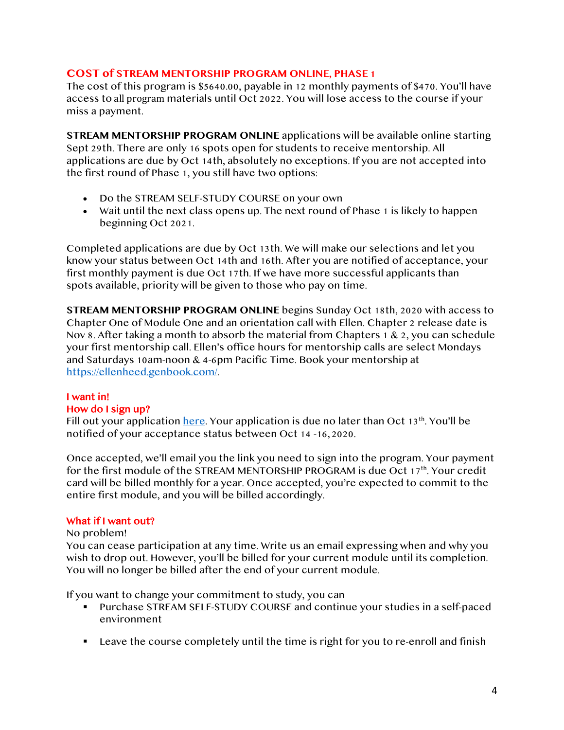## COST of STREAM MENTORSHIP PROGRAM ONLINE, PHASE 1

The cost of this program is $5640.00, payable in 12 monthly payments of $470. You'll have access to all program materials until Oct 2022. You will lose access to the course if your miss a payment.

**STREAM MENTORSHIP PROGRAM ONLINE** applications will be available online starting Sept 29th. There are only 16 spots open for students to receive mentorship. All applications are due by Oct 14th, absolutely no exceptions. If you are not accepted into the first round of Phase 1, you still have two options:

- Do the STREAM SELF-STUDY COURSE on your own
- Wait until the next class opens up. The next round of Phase 1 is likely to happen beginning Oct 2021.

Completed applications are due by Oct 13th. We will make our selections and let you know your status between Oct 14th and 16th. After you are notified of acceptance, your first monthly payment is due Oct 17th. If we have more successful applicants than spots available, priority will be given to those who pay on time.

**STREAM MENTORSHIP PROGRAM ONLINE** begins Sunday Oct 18th, 2020 with access to Chapter One of Module One and an orientation call with Ellen. Chapter 2 release date is Nov 8. After taking a month to absorb the material from Chapters 1 & 2, you can schedule your first mentorship call. Ellen's office hours for mentorship calls are select Mondays and Saturdays 10am-noon & 4-6pm Pacific Time. Book your mentorship at https://ellenheed.genbook.com/.

### I want in!
### How do I sign up?

Fill out your application here. Your application is due no later than Oct 13th. You'll be notified of your acceptance status between Oct 14 -16, 2020.

Once accepted, we'll email you the link you need to sign into the program. Your payment for the first module of the STREAM MENTORSHIP PROGRAM is due Oct 17th. Your credit card will be billed monthly for a year. Once accepted, you're expected to commit to the entire first module, and you will be billed accordingly.

### What if I want out?

No problem!
You can cease participation at any time. Write us an email expressing when and why you wish to drop out. However, you'll be billed for your current module until its completion. You will no longer be billed after the end of your current module.

If you want to change your commitment to study, you can

- Purchase STREAM SELF-STUDY COURSE and continue your studies in a self-paced environment
- Leave the course completely until the time is right for you to re-enroll and finish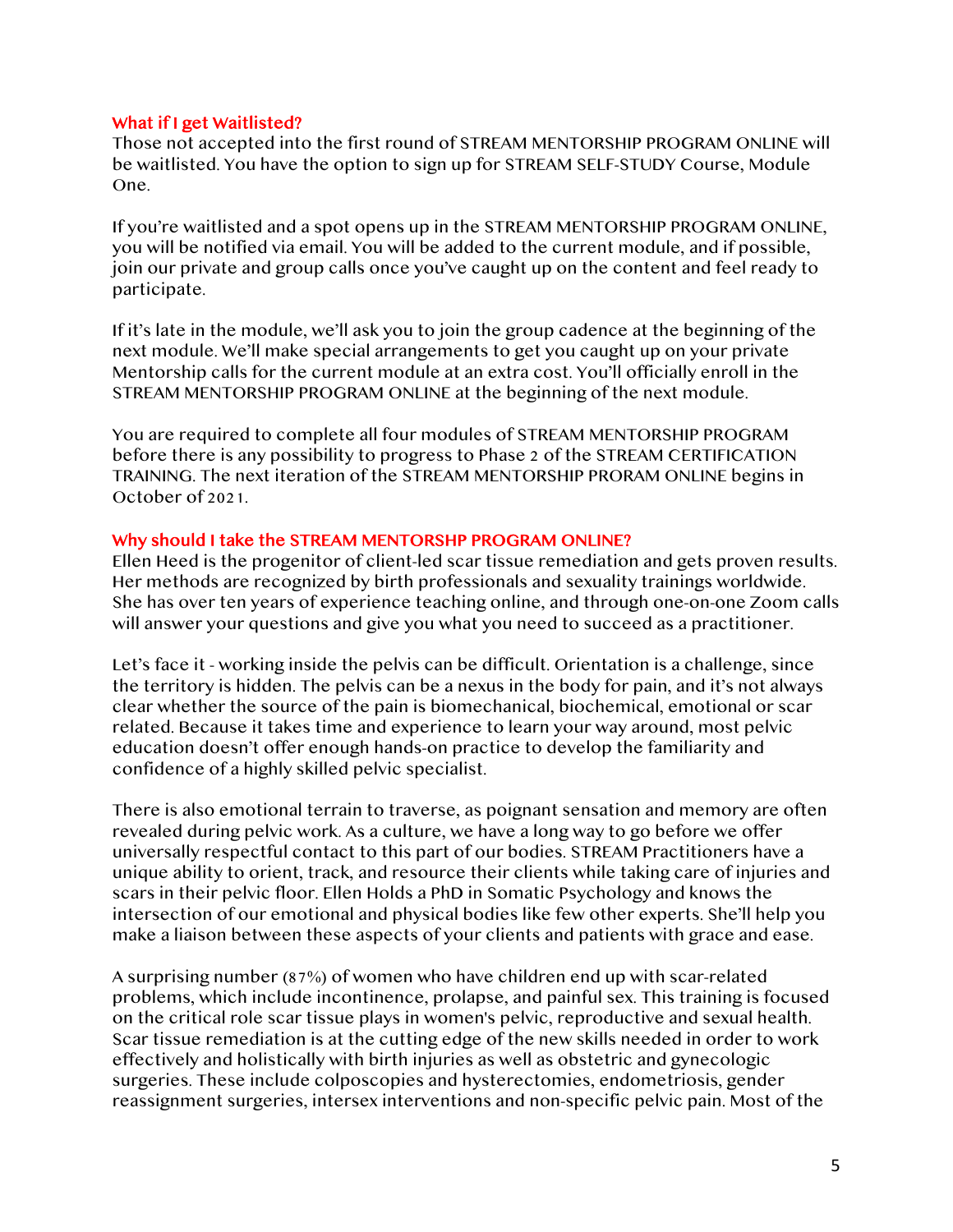### What if I get Waitlisted?

Those not accepted into the first round of STREAM MENTORSHIP PROGRAM ONLINE will be waitlisted. You have the option to sign up for STREAM SELF-STUDY Course, Module One.

If you're waitlisted and a spot opens up in the STREAM MENTORSHIP PROGRAM ONLINE, you will be notified via email. You will be added to the current module, and if possible, join our private and group calls once you've caught up on the content and feel ready to participate.

If it's late in the module, we'll ask you to join the group cadence at the beginning of the next module. We'll make special arrangements to get you caught up on your private Mentorship calls for the current module at an extra cost. You'll officially enroll in the STREAM MENTORSHIP PROGRAM ONLINE at the beginning of the next module.

You are required to complete all four modules of STREAM MENTORSHIP PROGRAM before there is any possibility to progress to Phase 2 of the STREAM CERTIFICATION TRAINING. The next iteration of the STREAM MENTORSHIP PRORAM ONLINE begins in October of 2021.

### Why should I take the STREAM MENTORSHP PROGRAM ONLINE?

Ellen Heed is the progenitor of client-led scar tissue remediation and gets proven results. Her methods are recognized by birth professionals and sexuality trainings worldwide. She has over ten years of experience teaching online, and through one-on-one Zoom calls will answer your questions and give you what you need to succeed as a practitioner.

Let's face it - working inside the pelvis can be difficult. Orientation is a challenge, since the territory is hidden. The pelvis can be a nexus in the body for pain, and it's not always clear whether the source of the pain is biomechanical, biochemical, emotional or scar related. Because it takes time and experience to learn your way around, most pelvic education doesn't offer enough hands-on practice to develop the familiarity and confidence of a highly skilled pelvic specialist.

There is also emotional terrain to traverse, as poignant sensation and memory are often revealed during pelvic work. As a culture, we have a long way to go before we offer universally respectful contact to this part of our bodies. STREAM Practitioners have a unique ability to orient, track, and resource their clients while taking care of injuries and scars in their pelvic floor. Ellen Holds a PhD in Somatic Psychology and knows the intersection of our emotional and physical bodies like few other experts. She'll help you make a liaison between these aspects of your clients and patients with grace and ease.

A surprising number (87%) of women who have children end up with scar-related problems, which include incontinence, prolapse, and painful sex. This training is focused on the critical role scar tissue plays in women's pelvic, reproductive and sexual health. Scar tissue remediation is at the cutting edge of the new skills needed in order to work effectively and holistically with birth injuries as well as obstetric and gynecologic surgeries. These include colposcopies and hysterectomies, endometriosis, gender reassignment surgeries, intersex interventions and non-specific pelvic pain. Most of the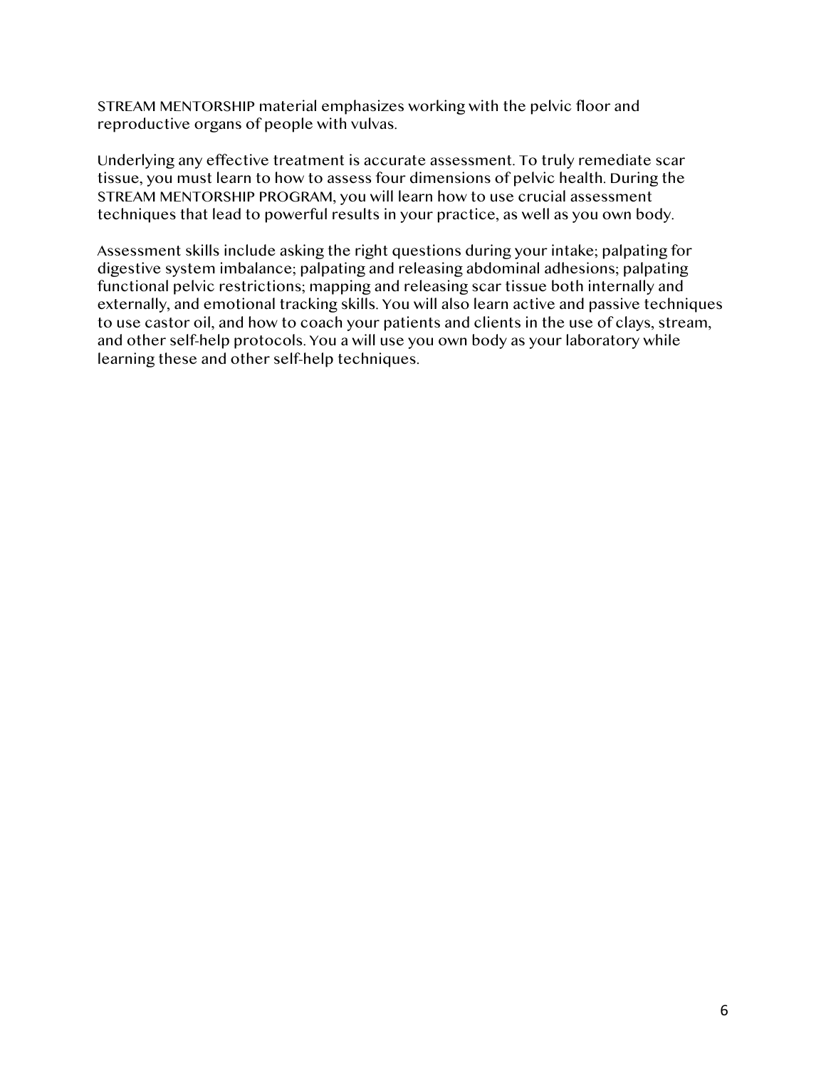STREAM MENTORSHIP material emphasizes working with the pelvic floor and reproductive organs of people with vulvas.

Underlying any effective treatment is accurate assessment. To truly remediate scar tissue, you must learn to how to assess four dimensions of pelvic health. During the STREAM MENTORSHIP PROGRAM, you will learn how to use crucial assessment techniques that lead to powerful results in your practice, as well as you own body.

Assessment skills include asking the right questions during your intake; palpating for digestive system imbalance; palpating and releasing abdominal adhesions; palpating functional pelvic restrictions; mapping and releasing scar tissue both internally and externally, and emotional tracking skills. You will also learn active and passive techniques to use castor oil, and how to coach your patients and clients in the use of clays, stream, and other self-help protocols. You a will use you own body as your laboratory while learning these and other self-help techniques.